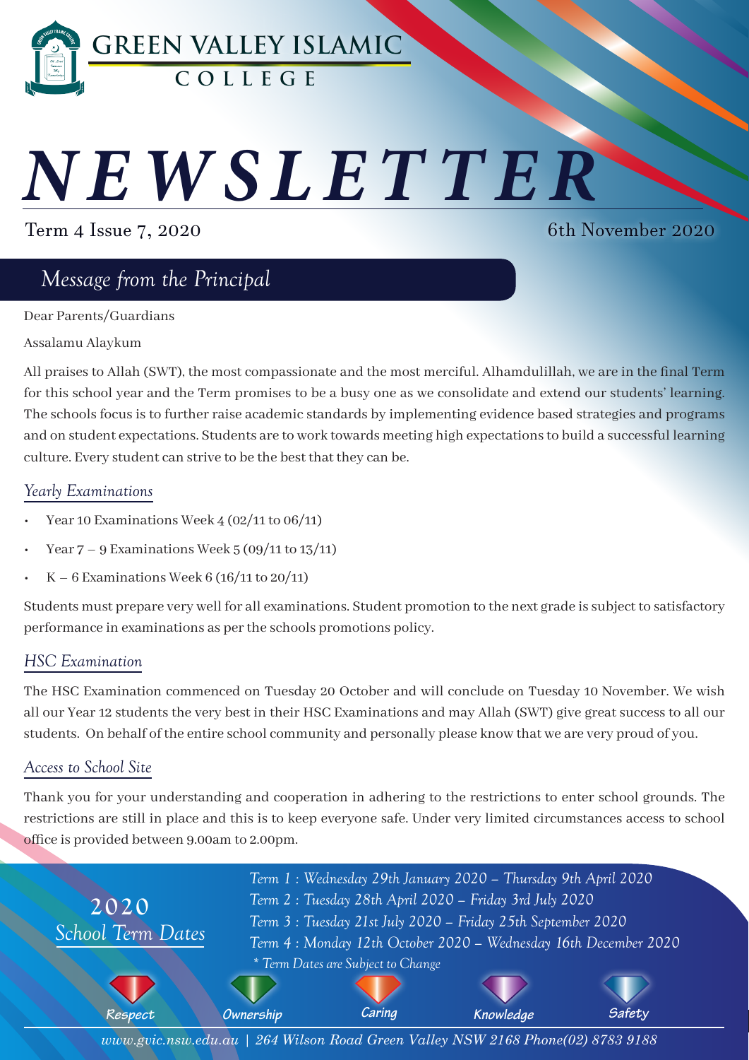# GREEN VALLEY ISLAMIC COLLEGE

# NEWSLETTER

Term 4 Issue 7, 2020 — 6th November 2020

## Message from the Principal

Dear Parents/Guardians

Assalamu Alaykum

All praises to Allah (SWT), the most compassionate and the most merciful. Alhamdulillah, we are in the final Term for this school year and the Term promises to be a busy one as we consolidate and extend our students' learning. The schools focus is to further raise academic standards by implementing evidence based strategies and programs and on student expectations. Students are to work towards meeting high expectations to build a successful learning culture. Every student can strive to be the best that they can be.

### *Yearly Examinations*

- Year 10 Examinations Week 4 (02/11 to 06/11)
- Year 7 – 9 Examinations Week 5 (09/11 to 13/11)
- K – 6 Examinations Week 6 (16/11 to 20/11)

Students must prepare very well for all examinations. Student promotion to the next grade is subject to satisfactory performance in examinations as per the schools promotions policy.

### *HSC Examination*

The HSC Examination commenced on Tuesday 20 October and will conclude on Tuesday 10 November. We wish all our Year 12 students the very best in their HSC Examinations and may Allah (SWT) give great success to all our students. On behalf of the entire school community and personally please know that we are very proud of you.

### *Access to School Site*

Thank you for your understanding and cooperation in adhering to the restrictions to enter school grounds. The restrictions are still in place and this is to keep everyone safe. Under very limited circumstances access to school office is provided between 9.00am to 2.00pm.

### 2020 *School Term Dates*

*Term 1 : Wednesday 29th January 2020 – Thursday 9th April 2020*
*Term 2 : Tuesday 28th April 2020 – Friday 3rd July 2020*
*Term 3 : Tuesday 21st July 2020 – Friday 25th September 2020*
*Term 4 : Monday 12th October 2020 – Wednesday 16th December 2020*
*\* Term Dates are Subject to Change*

Respect | Ownership | Caring | Knowledge | Safety

*www.gvic.nsw.edu.au | 264 Wilson Road Green Valley NSW 2168 Phone(02) 8783 9188*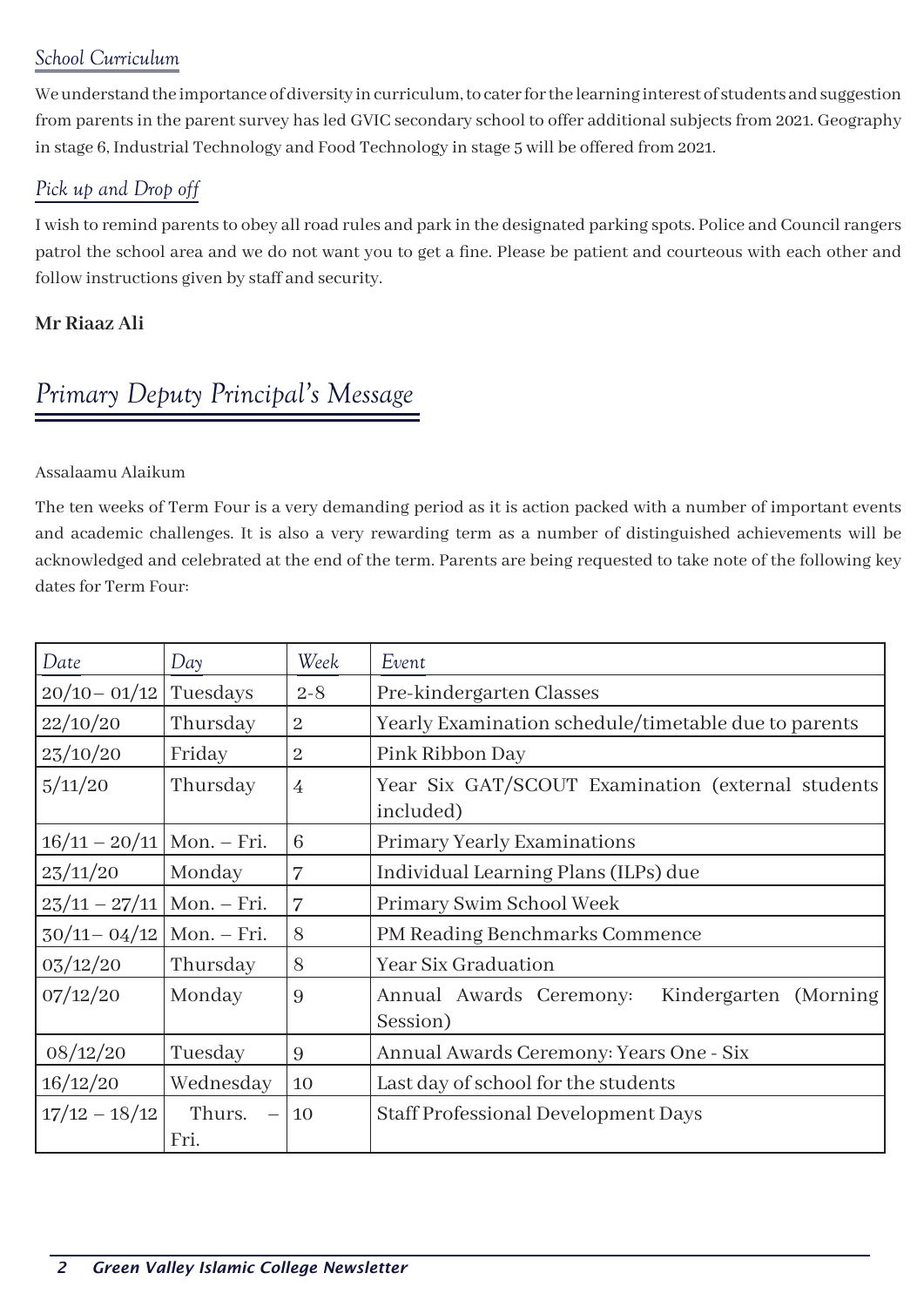### *School Curriculum*

We understand the importance of diversity in curriculum, to cater for the learning interest of students and suggestion from parents in the parent survey has led GVIC secondary school to offer additional subjects from 2021. Geography in stage 6, Industrial Technology and Food Technology in stage 5 will be offered from 2021.

### *Pick up and Drop off*

I wish to remind parents to obey all road rules and park in the designated parking spots. Police and Council rangers patrol the school area and we do not want you to get a fine. Please be patient and courteous with each other and follow instructions given by staff and security.

**Mr Riaaz Ali**

## *Primary Deputy Principal's Message*

Assalaamu Alaikum

The ten weeks of Term Four is a very demanding period as it is action packed with a number of important events and academic challenges. It is also a very rewarding term as a number of distinguished achievements will be acknowledged and celebrated at the end of the term. Parents are being requested to take note of the following key dates for Term Four:

| *Date* | *Day* | *Week* | *Event* |
|---|---|---|---|
| 20/10– 01/12 | Tuesdays | 2-8 | Pre-kindergarten Classes |
| 22/10/20 | Thursday | 2 | Yearly Examination schedule/timetable due to parents |
| 23/10/20 | Friday | 2 | Pink Ribbon Day |
| 5/11/20 | Thursday | 4 | Year Six GAT/SCOUT Examination (external students included) |
| 16/11 – 20/11 | Mon. – Fri. | 6 | Primary Yearly Examinations |
| 23/11/20 | Monday | 7 | Individual Learning Plans (ILPs) due |
| 23/11 – 27/11 | Mon. – Fri. | 7 | Primary Swim School Week |
| 30/11– 04/12 | Mon. – Fri. | 8 | PM Reading Benchmarks Commence |
| 03/12/20 | Thursday | 8 | Year Six Graduation |
| 07/12/20 | Monday | 9 | Annual Awards Ceremony: Kindergarten (Morning Session) |
| 08/12/20 | Tuesday | 9 | Annual Awards Ceremony: Years One - Six |
| 16/12/20 | Wednesday | 10 | Last day of school for the students |
| 17/12 – 18/12 | Thurs. – Fri. | 10 | Staff Professional Development Days |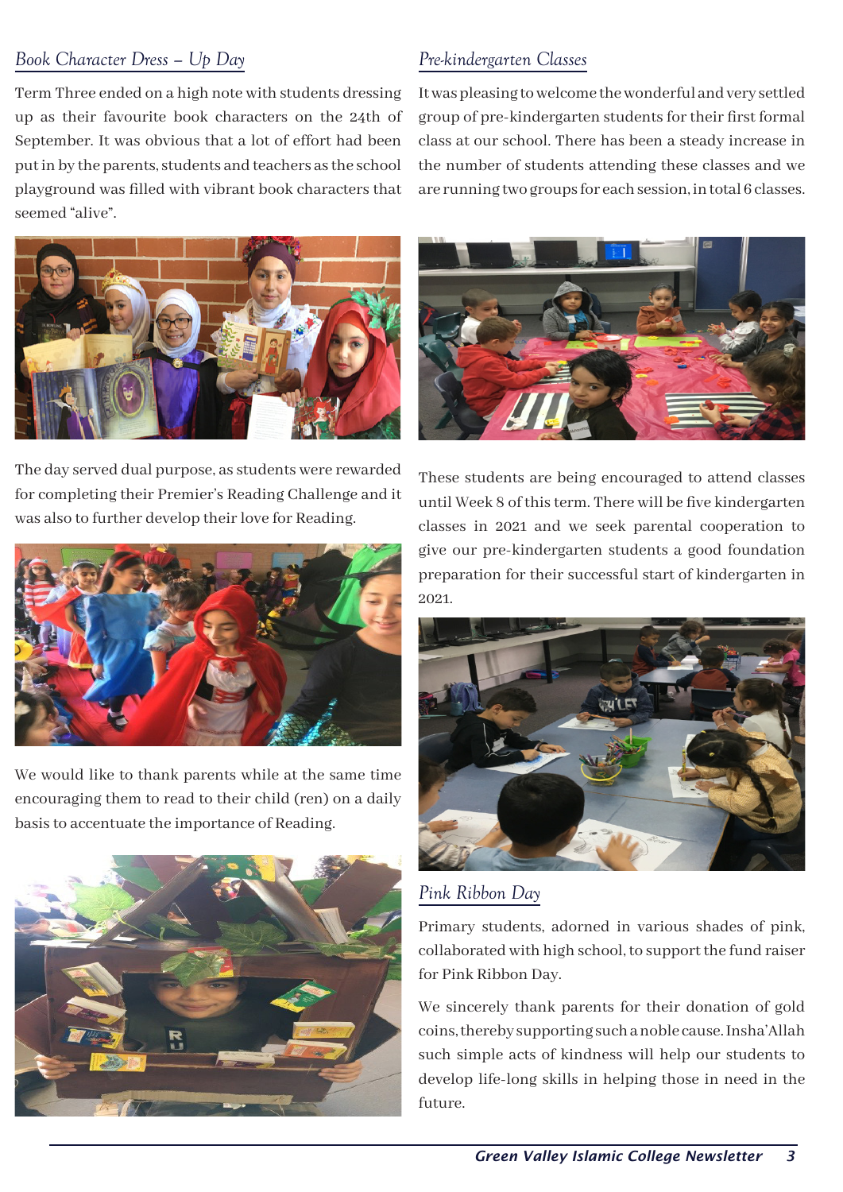## *Book Character Dress – Up Day*

Term Three ended on a high note with students dressing up as their favourite book characters on the 24th of September. It was obvious that a lot of effort had been put in by the parents, students and teachers as the school playground was filled with vibrant book characters that seemed "alive".

The day served dual purpose, as students were rewarded for completing their Premier's Reading Challenge and it was also to further develop their love for Reading.

We would like to thank parents while at the same time encouraging them to read to their child (ren) on a daily basis to accentuate the importance of Reading.

## *Pre-kindergarten Classes*

It was pleasing to welcome the wonderful and very settled group of pre-kindergarten students for their first formal class at our school. There has been a steady increase in the number of students attending these classes and we are running two groups for each session, in total 6 classes.

These students are being encouraged to attend classes until Week 8 of this term. There will be five kindergarten classes in 2021 and we seek parental cooperation to give our pre-kindergarten students a good foundation preparation for their successful start of kindergarten in 2021.

## *Pink Ribbon Day*

Primary students, adorned in various shades of pink, collaborated with high school, to support the fund raiser for Pink Ribbon Day.

We sincerely thank parents for their donation of gold coins, thereby supporting such a noble cause. Insha'Allah such simple acts of kindness will help our students to develop life-long skills in helping those in need in the future.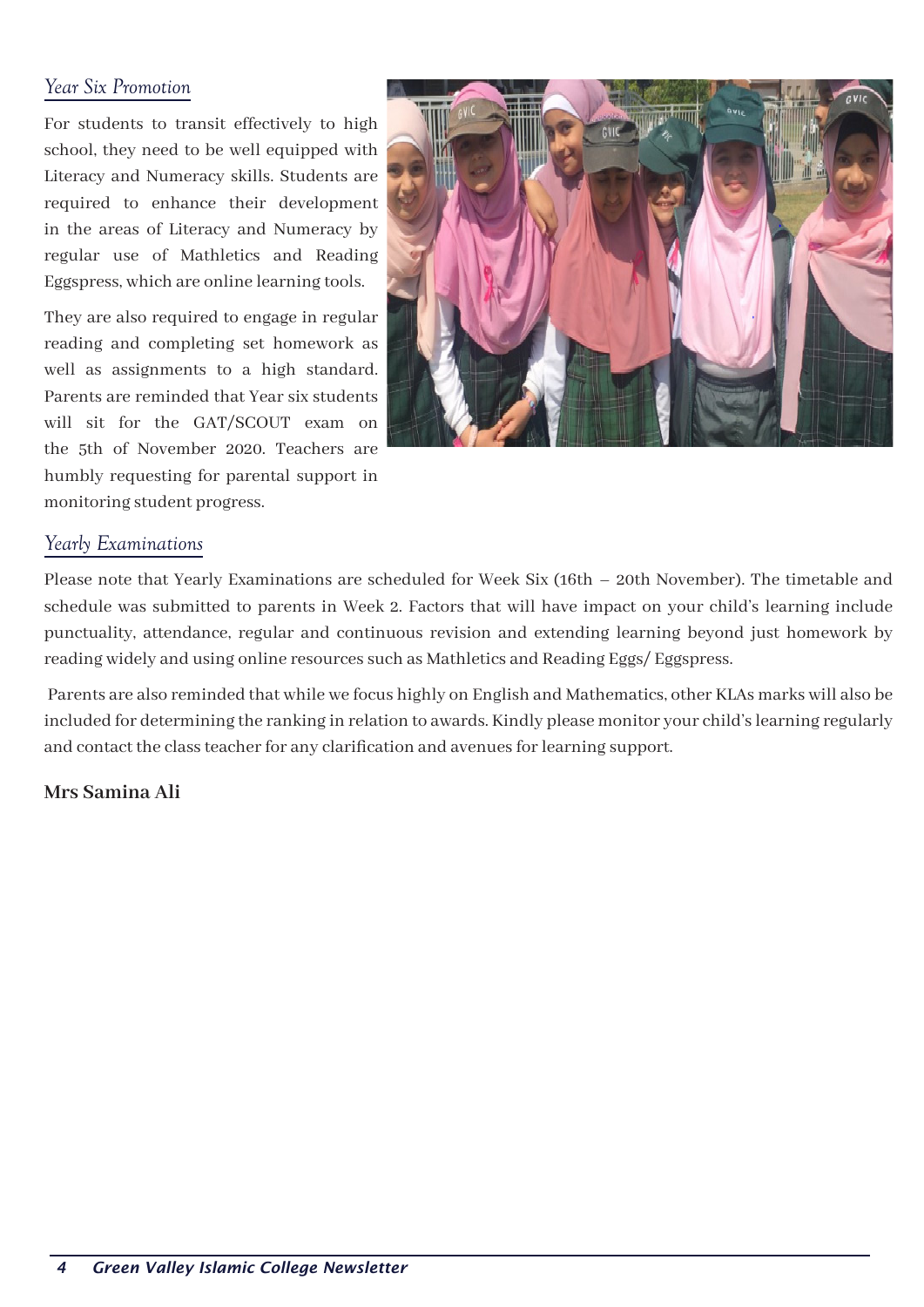## *Year Six Promotion*

For students to transit effectively to high school, they need to be well equipped with Literacy and Numeracy skills. Students are required to enhance their development in the areas of Literacy and Numeracy by regular use of Mathletics and Reading Eggspress, which are online learning tools.

They are also required to engage in regular reading and completing set homework as well as assignments to a high standard. Parents are reminded that Year six students will sit for the GAT/SCOUT exam on the 5th of November 2020. Teachers are humbly requesting for parental support in monitoring student progress.

## *Yearly Examinations*

Please note that Yearly Examinations are scheduled for Week Six (16th – 20th November). The timetable and schedule was submitted to parents in Week 2. Factors that will have impact on your child's learning include punctuality, attendance, regular and continuous revision and extending learning beyond just homework by reading widely and using online resources such as Mathletics and Reading Eggs/ Eggspress.

Parents are also reminded that while we focus highly on English and Mathematics, other KLAs marks will also be included for determining the ranking in relation to awards. Kindly please monitor your child's learning regularly and contact the class teacher for any clarification and avenues for learning support.

**Mrs Samina Ali**